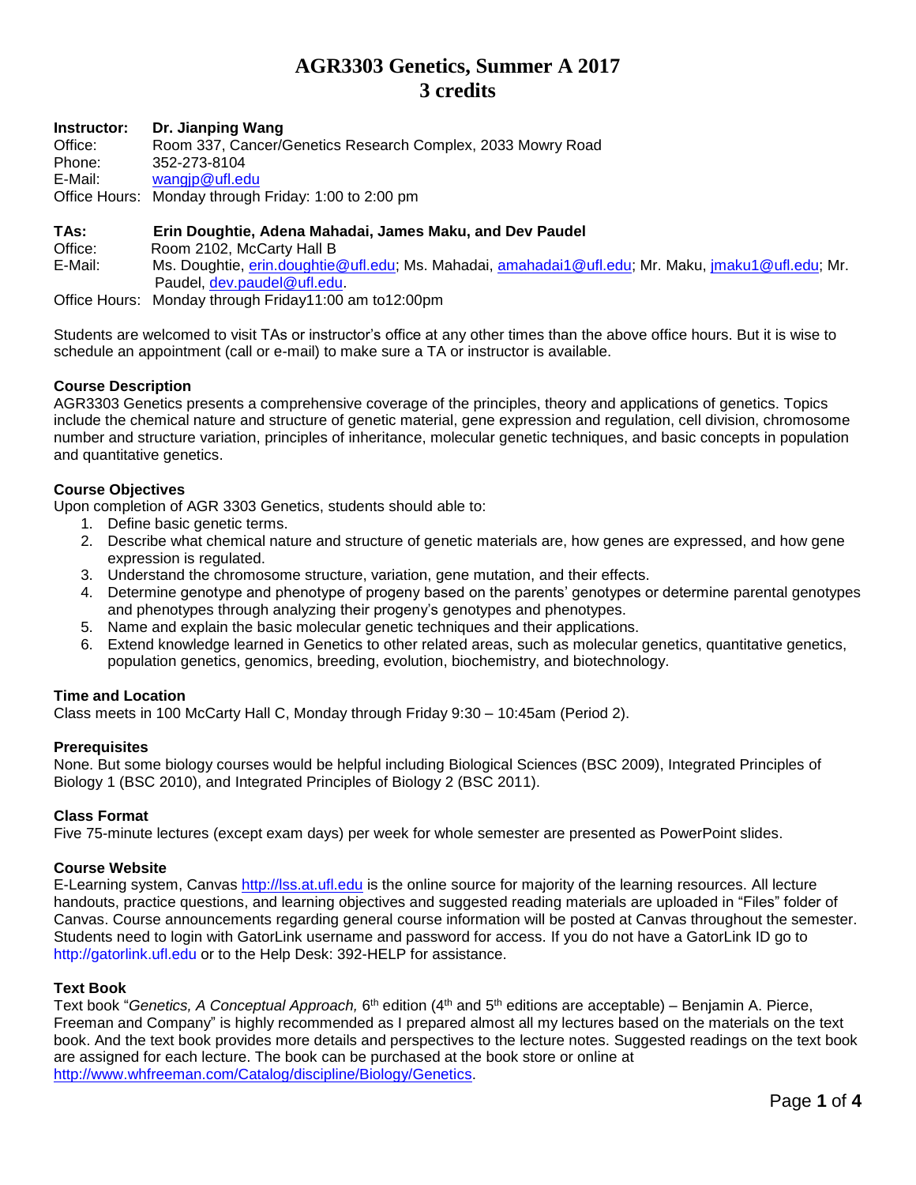# AGR3303 Genetics, Summer A 2017
# 3 credits

**Instructor:** **Dr. Jianping Wang**
Office: Room 337, Cancer/Genetics Research Complex, 2033 Mowry Road
Phone: 352-273-8104
E-Mail: wangjp@ufl.edu
Office Hours: Monday through Friday: 1:00 to 2:00 pm

**TAs:** **Erin Doughtie, Adena Mahadai, James Maku, and Dev Paudel**
Office: Room 2102, McCarty Hall B
E-Mail: Ms. Doughtie, erin.doughtie@ufl.edu; Ms. Mahadai, amahadai1@ufl.edu; Mr. Maku, jmaku1@ufl.edu; Mr. Paudel, dev.paudel@ufl.edu.
Office Hours: Monday through Friday11:00 am to12:00pm

Students are welcomed to visit TAs or instructor's office at any other times than the above office hours. But it is wise to schedule an appointment (call or e-mail) to make sure a TA or instructor is available.

### Course Description

AGR3303 Genetics presents a comprehensive coverage of the principles, theory and applications of genetics. Topics include the chemical nature and structure of genetic material, gene expression and regulation, cell division, chromosome number and structure variation, principles of inheritance, molecular genetic techniques, and basic concepts in population and quantitative genetics.

### Course Objectives

Upon completion of AGR 3303 Genetics, students should able to:

1. Define basic genetic terms.
2. Describe what chemical nature and structure of genetic materials are, how genes are expressed, and how gene expression is regulated.
3. Understand the chromosome structure, variation, gene mutation, and their effects.
4. Determine genotype and phenotype of progeny based on the parents' genotypes or determine parental genotypes and phenotypes through analyzing their progeny's genotypes and phenotypes.
5. Name and explain the basic molecular genetic techniques and their applications.
6. Extend knowledge learned in Genetics to other related areas, such as molecular genetics, quantitative genetics, population genetics, genomics, breeding, evolution, biochemistry, and biotechnology.

### Time and Location

Class meets in 100 McCarty Hall C, Monday through Friday 9:30 – 10:45am (Period 2).

### Prerequisites

None. But some biology courses would be helpful including Biological Sciences (BSC 2009), Integrated Principles of Biology 1 (BSC 2010), and Integrated Principles of Biology 2 (BSC 2011).

### Class Format

Five 75-minute lectures (except exam days) per week for whole semester are presented as PowerPoint slides.

### Course Website

E-Learning system, Canvas http://lss.at.ufl.edu is the online source for majority of the learning resources. All lecture handouts, practice questions, and learning objectives and suggested reading materials are uploaded in "Files" folder of Canvas. Course announcements regarding general course information will be posted at Canvas throughout the semester. Students need to login with GatorLink username and password for access. If you do not have a GatorLink ID go to http://gatorlink.ufl.edu or to the Help Desk: 392-HELP for assistance.

### Text Book

Text book "*Genetics, A Conceptual Approach,* 6th edition (4th and 5th editions are acceptable) – Benjamin A. Pierce, Freeman and Company" is highly recommended as I prepared almost all my lectures based on the materials on the text book. And the text book provides more details and perspectives to the lecture notes. Suggested readings on the text book are assigned for each lecture. The book can be purchased at the book store or online at http://www.whfreeman.com/Catalog/discipline/Biology/Genetics.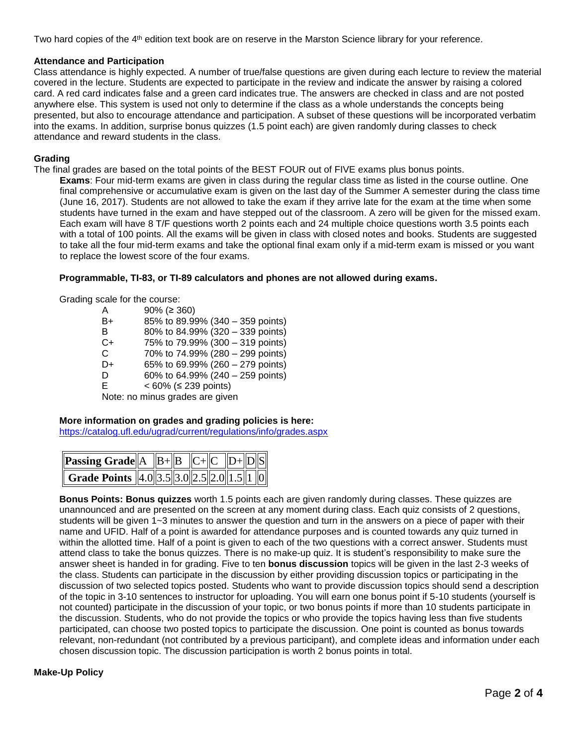Two hard copies of the 4th edition text book are on reserve in the Marston Science library for your reference.

**Attendance and Participation**

Class attendance is highly expected. A number of true/false questions are given during each lecture to review the material covered in the lecture. Students are expected to participate in the review and indicate the answer by raising a colored card. A red card indicates false and a green card indicates true. The answers are checked in class and are not posted anywhere else. This system is used not only to determine if the class as a whole understands the concepts being presented, but also to encourage attendance and participation. A subset of these questions will be incorporated verbatim into the exams. In addition, surprise bonus quizzes (1.5 point each) are given randomly during classes to check attendance and reward students in the class.

**Grading**

The final grades are based on the total points of the BEST FOUR out of FIVE exams plus bonus points.

**Exams**: Four mid-term exams are given in class during the regular class time as listed in the course outline. One final comprehensive or accumulative exam is given on the last day of the Summer A semester during the class time (June 16, 2017). Students are not allowed to take the exam if they arrive late for the exam at the time when some students have turned in the exam and have stepped out of the classroom. A zero will be given for the missed exam. Each exam will have 8 T/F questions worth 2 points each and 24 multiple choice questions worth 3.5 points each with a total of 100 points. All the exams will be given in class with closed notes and books. Students are suggested to take all the four mid-term exams and take the optional final exam only if a mid-term exam is missed or you want to replace the lowest score of the four exams.

**Programmable, TI-83, or TI-89 calculators and phones are not allowed during exams.**

Grading scale for the course:

| | |
|---|---|
| A | 90% (≥ 360) |
| B+ | 85% to 89.99% (340 – 359 points) |
| B | 80% to 84.99% (320 – 339 points) |
| C+ | 75% to 79.99% (300 – 319 points) |
| C | 70% to 74.99% (280 – 299 points) |
| D+ | 65% to 69.99% (260 – 279 points) |
| D | 60% to 64.99% (240 – 259 points) |
| E | < 60% (≤ 239 points) |

Note: no minus grades are given

**More information on grades and grading policies is here:**
https://catalog.ufl.edu/ugrad/current/regulations/info/grades.aspx

| Passing Grade | A | B+ | B | C+ | C | D+ | D | S |
|---|---|---|---|---|---|---|---|---|
| Grade Points | 4.0 | 3.5 | 3.0 | 2.5 | 2.0 | 1.5 | 1 | 0 |

**Bonus Points: Bonus quizzes** worth 1.5 points each are given randomly during classes. These quizzes are unannounced and are presented on the screen at any moment during class. Each quiz consists of 2 questions, students will be given 1~3 minutes to answer the question and turn in the answers on a piece of paper with their name and UFID. Half of a point is awarded for attendance purposes and is counted towards any quiz turned in within the allotted time. Half of a point is given to each of the two questions with a correct answer. Students must attend class to take the bonus quizzes. There is no make-up quiz. It is student's responsibility to make sure the answer sheet is handed in for grading. Five to ten **bonus discussion** topics will be given in the last 2-3 weeks of the class. Students can participate in the discussion by either providing discussion topics or participating in the discussion of two selected topics posted. Students who want to provide discussion topics should send a description of the topic in 3-10 sentences to instructor for uploading. You will earn one bonus point if 5-10 students (yourself is not counted) participate in the discussion of your topic, or two bonus points if more than 10 students participate in the discussion. Students, who do not provide the topics or who provide the topics having less than five students participated, can choose two posted topics to participate the discussion. One point is counted as bonus towards relevant, non-redundant (not contributed by a previous participant), and complete ideas and information under each chosen discussion topic. The discussion participation is worth 2 bonus points in total.

**Make-Up Policy**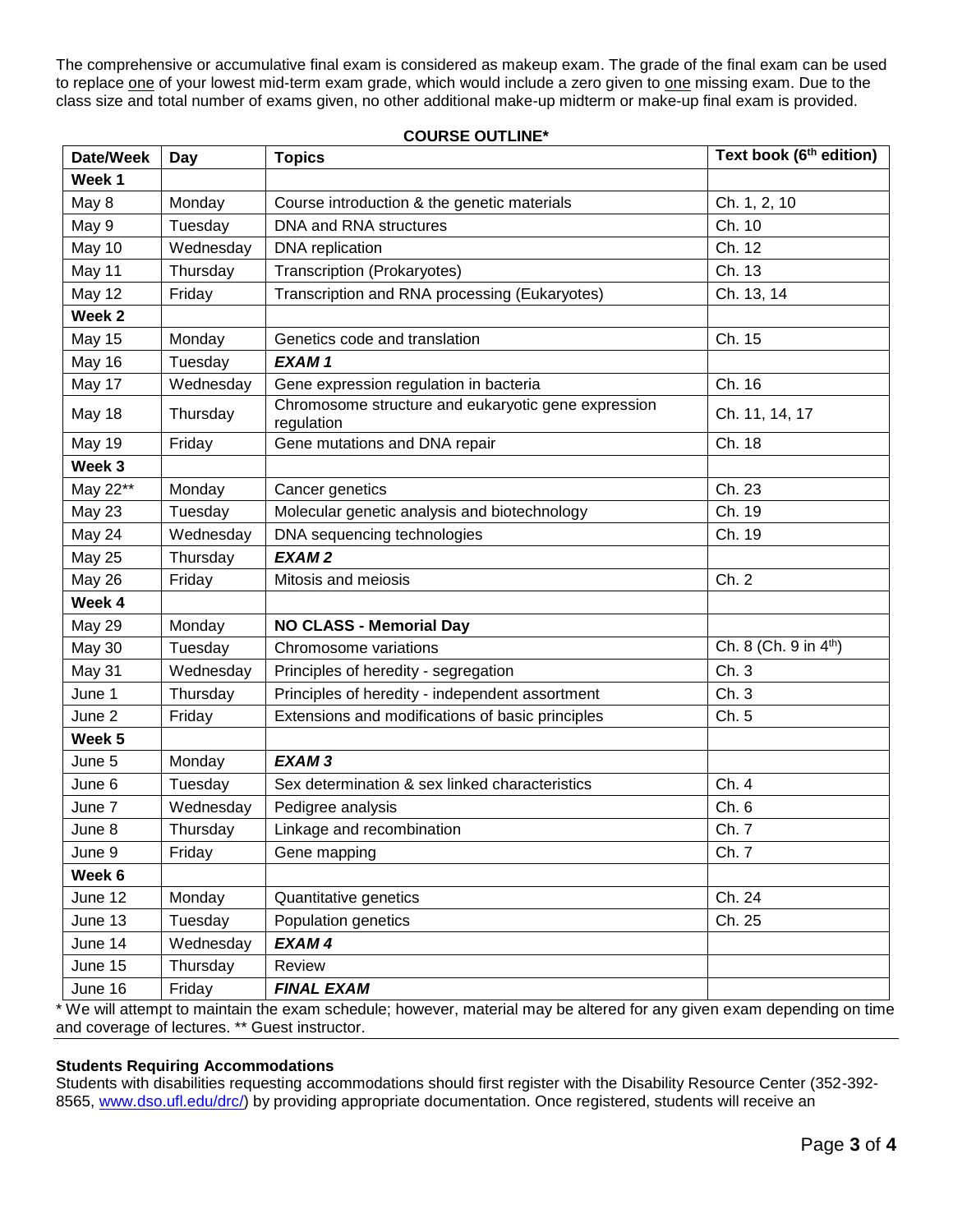The comprehensive or accumulative final exam is considered as makeup exam. The grade of the final exam can be used to replace one of your lowest mid-term exam grade, which would include a zero given to one missing exam. Due to the class size and total number of exams given, no other additional make-up midterm or make-up final exam is provided.

**COURSE OUTLINE***

| Date/Week | Day | Topics | Text book (6th edition) |
|---|---|---|---|
| **Week 1** | | | |
| May 8 | Monday | Course introduction & the genetic materials | Ch. 1, 2, 10 |
| May 9 | Tuesday | DNA and RNA structures | Ch. 10 |
| May 10 | Wednesday | DNA replication | Ch. 12 |
| May 11 | Thursday | Transcription (Prokaryotes) | Ch. 13 |
| May 12 | Friday | Transcription and RNA processing (Eukaryotes) | Ch. 13, 14 |
| **Week 2** | | | |
| May 15 | Monday | Genetics code and translation | Ch. 15 |
| May 16 | Tuesday | ***EXAM 1*** | |
| May 17 | Wednesday | Gene expression regulation in bacteria | Ch. 16 |
| May 18 | Thursday | Chromosome structure and eukaryotic gene expression regulation | Ch. 11, 14, 17 |
| May 19 | Friday | Gene mutations and DNA repair | Ch. 18 |
| **Week 3** | | | |
| May 22** | Monday | Cancer genetics | Ch. 23 |
| May 23 | Tuesday | Molecular genetic analysis and biotechnology | Ch. 19 |
| May 24 | Wednesday | DNA sequencing technologies | Ch. 19 |
| May 25 | Thursday | ***EXAM 2*** | |
| May 26 | Friday | Mitosis and meiosis | Ch. 2 |
| **Week 4** | | | |
| May 29 | Monday | **NO CLASS - Memorial Day** | |
| May 30 | Tuesday | Chromosome variations | Ch. 8 (Ch. 9 in 4th) |
| May 31 | Wednesday | Principles of heredity - segregation | Ch. 3 |
| June 1 | Thursday | Principles of heredity - independent assortment | Ch. 3 |
| June 2 | Friday | Extensions and modifications of basic principles | Ch. 5 |
| **Week 5** | | | |
| June 5 | Monday | ***EXAM 3*** | |
| June 6 | Tuesday | Sex determination & sex linked characteristics | Ch. 4 |
| June 7 | Wednesday | Pedigree analysis | Ch. 6 |
| June 8 | Thursday | Linkage and recombination | Ch. 7 |
| June 9 | Friday | Gene mapping | Ch. 7 |
| **Week 6** | | | |
| June 12 | Monday | Quantitative genetics | Ch. 24 |
| June 13 | Tuesday | Population genetics | Ch. 25 |
| June 14 | Wednesday | ***EXAM 4*** | |
| June 15 | Thursday | Review | |
| June 16 | Friday | ***FINAL EXAM*** | |

* We will attempt to maintain the exam schedule; however, material may be altered for any given exam depending on time and coverage of lectures. ** Guest instructor.

**Students Requiring Accommodations**

Students with disabilities requesting accommodations should first register with the Disability Resource Center (352-392-8565, www.dso.ufl.edu/drc/) by providing appropriate documentation. Once registered, students will receive an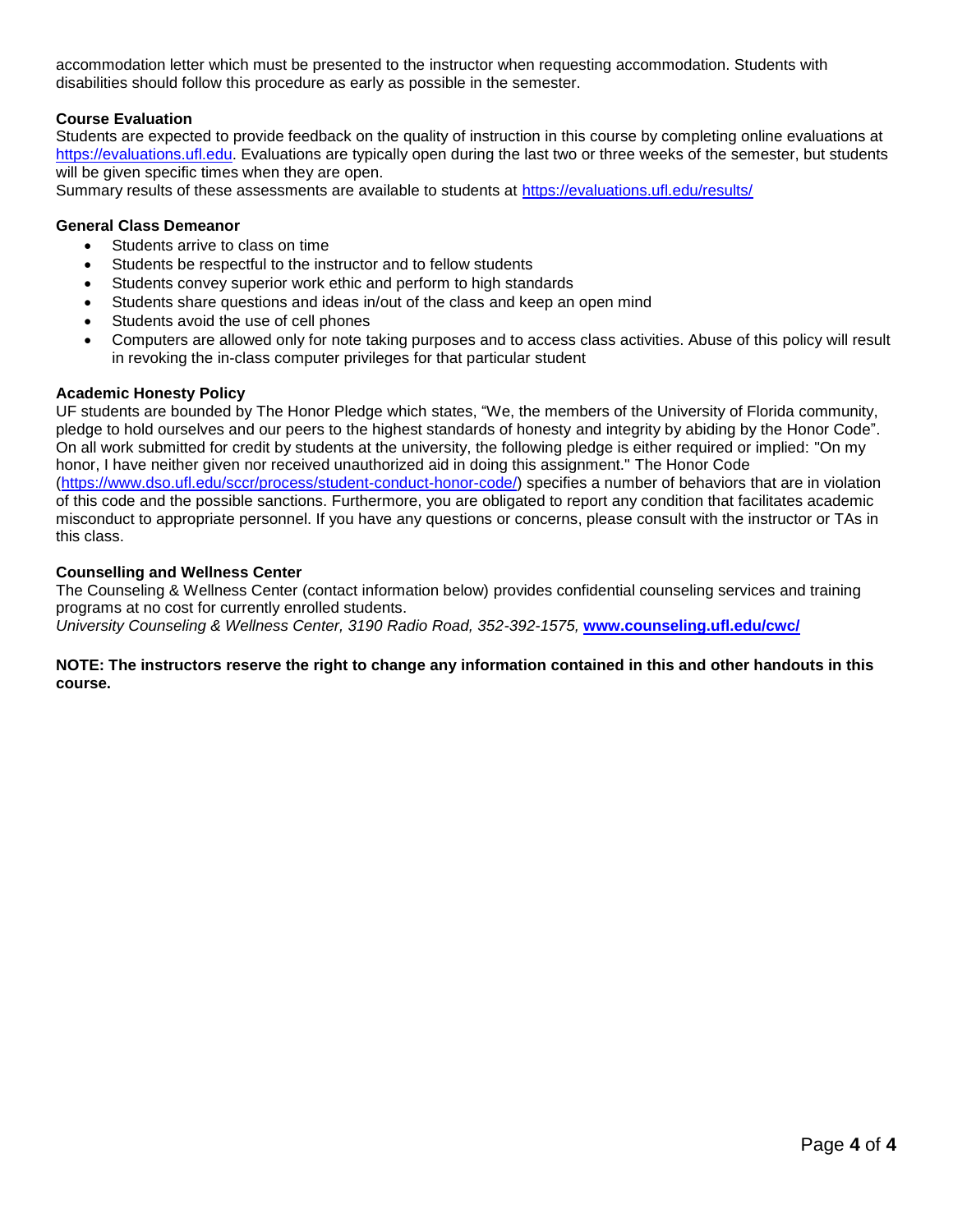accommodation letter which must be presented to the instructor when requesting accommodation. Students with disabilities should follow this procedure as early as possible in the semester.

**Course Evaluation**

Students are expected to provide feedback on the quality of instruction in this course by completing online evaluations at https://evaluations.ufl.edu. Evaluations are typically open during the last two or three weeks of the semester, but students will be given specific times when they are open.

Summary results of these assessments are available to students at https://evaluations.ufl.edu/results/

**General Class Demeanor**

- Students arrive to class on time
- Students be respectful to the instructor and to fellow students
- Students convey superior work ethic and perform to high standards
- Students share questions and ideas in/out of the class and keep an open mind
- Students avoid the use of cell phones
- Computers are allowed only for note taking purposes and to access class activities. Abuse of this policy will result in revoking the in-class computer privileges for that particular student

**Academic Honesty Policy**

UF students are bounded by The Honor Pledge which states, "We, the members of the University of Florida community, pledge to hold ourselves and our peers to the highest standards of honesty and integrity by abiding by the Honor Code". On all work submitted for credit by students at the university, the following pledge is either required or implied: "On my honor, I have neither given nor received unauthorized aid in doing this assignment." The Honor Code (https://www.dso.ufl.edu/sccr/process/student-conduct-honor-code/) specifies a number of behaviors that are in violation of this code and the possible sanctions. Furthermore, you are obligated to report any condition that facilitates academic misconduct to appropriate personnel. If you have any questions or concerns, please consult with the instructor or TAs in this class.

**Counselling and Wellness Center**

The Counseling & Wellness Center (contact information below) provides confidential counseling services and training programs at no cost for currently enrolled students.

*University Counseling & Wellness Center, 3190 Radio Road, 352-392-1575,* **www.counseling.ufl.edu/cwc/**

**NOTE: The instructors reserve the right to change any information contained in this and other handouts in this course.**